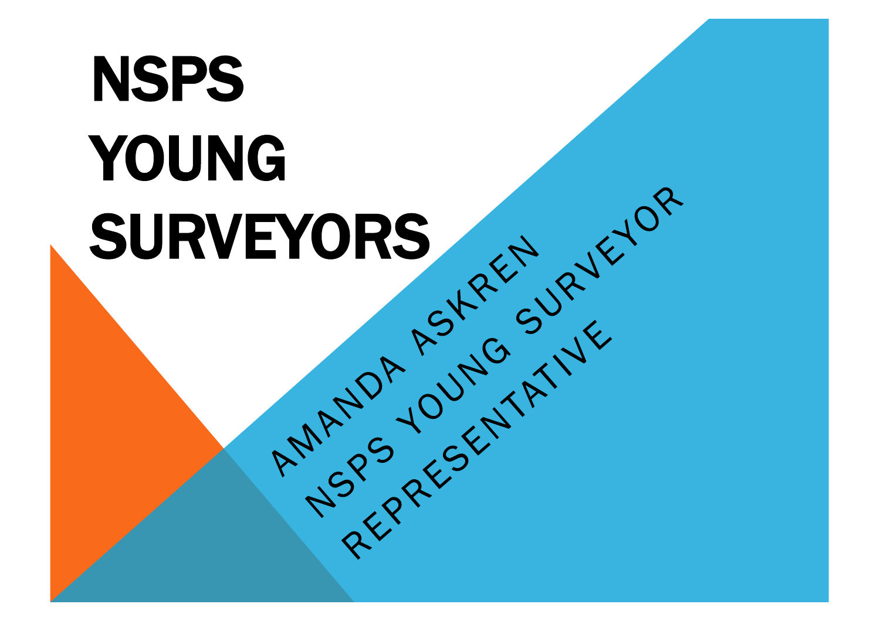# NSPS YOUNG SURVEYORS

AMANDA ASKREN

NSPS YOUNG SURVEYOR REPRESENTATIVE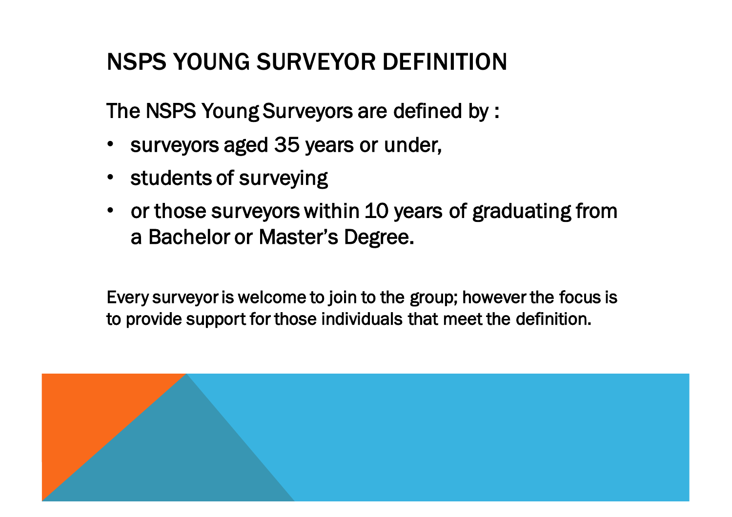# NSPS YOUNG SURVEYOR DEFINITION

The NSPS Young Surveyors are defined by :

- surveyors aged 35 years or under,
- students of surveying
- or those surveyors within 10 years of graduating from a Bachelor or Master's Degree.

Every surveyor is welcome to join to the group; however the focus is to provide support for those individuals that meet the definition.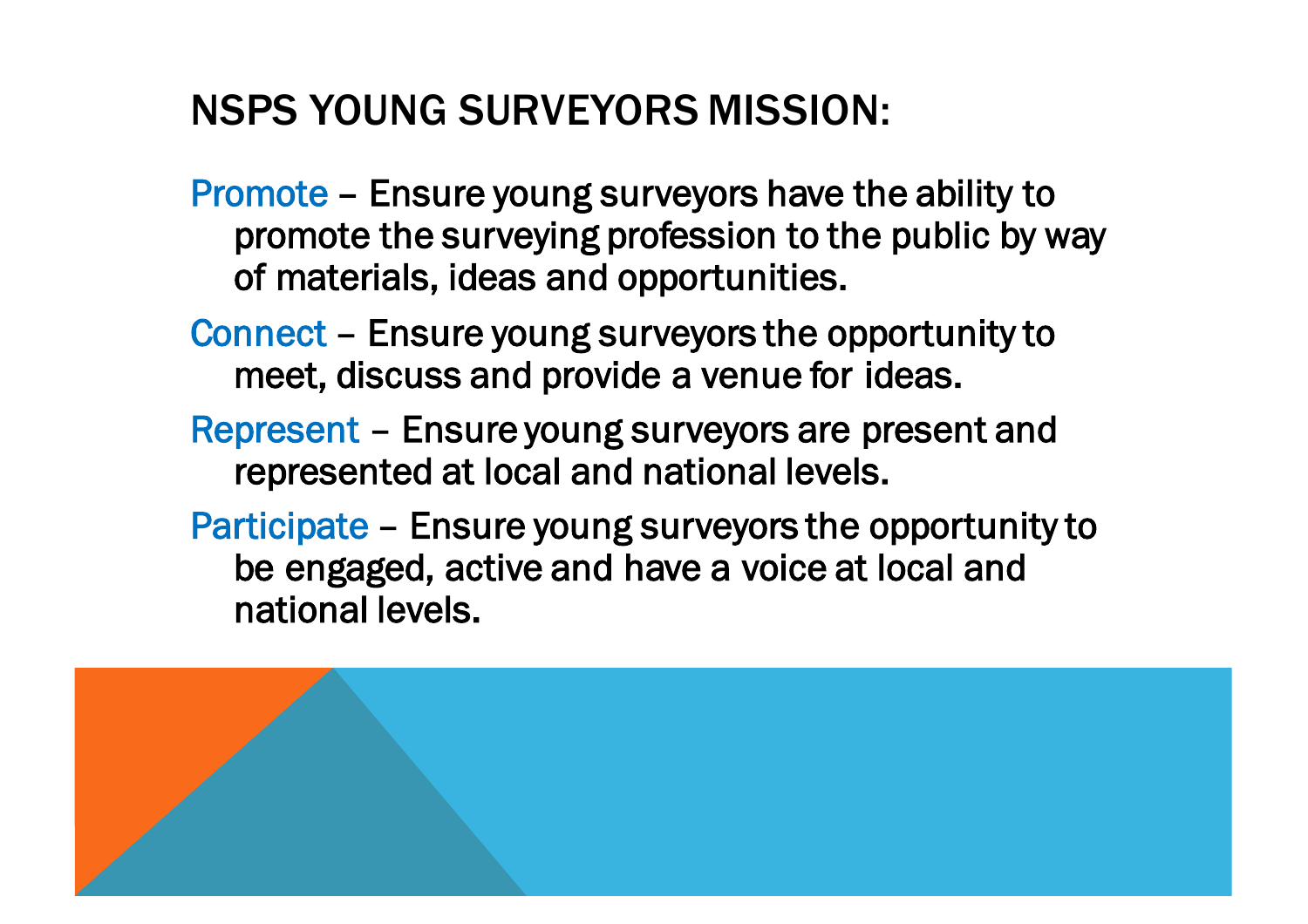# NSPS YOUNG SURVEYORS MISSION:

**Promote** – Ensure young surveyors have the ability to promote the surveying profession to the public by way of materials, ideas and opportunities.

**Connect** – Ensure young surveyors the opportunity to meet, discuss and provide a venue for ideas.

**Represent** – Ensure young surveyors are present and represented at local and national levels.

**Participate** – Ensure young surveyors the opportunity to be engaged, active and have a voice at local and national levels.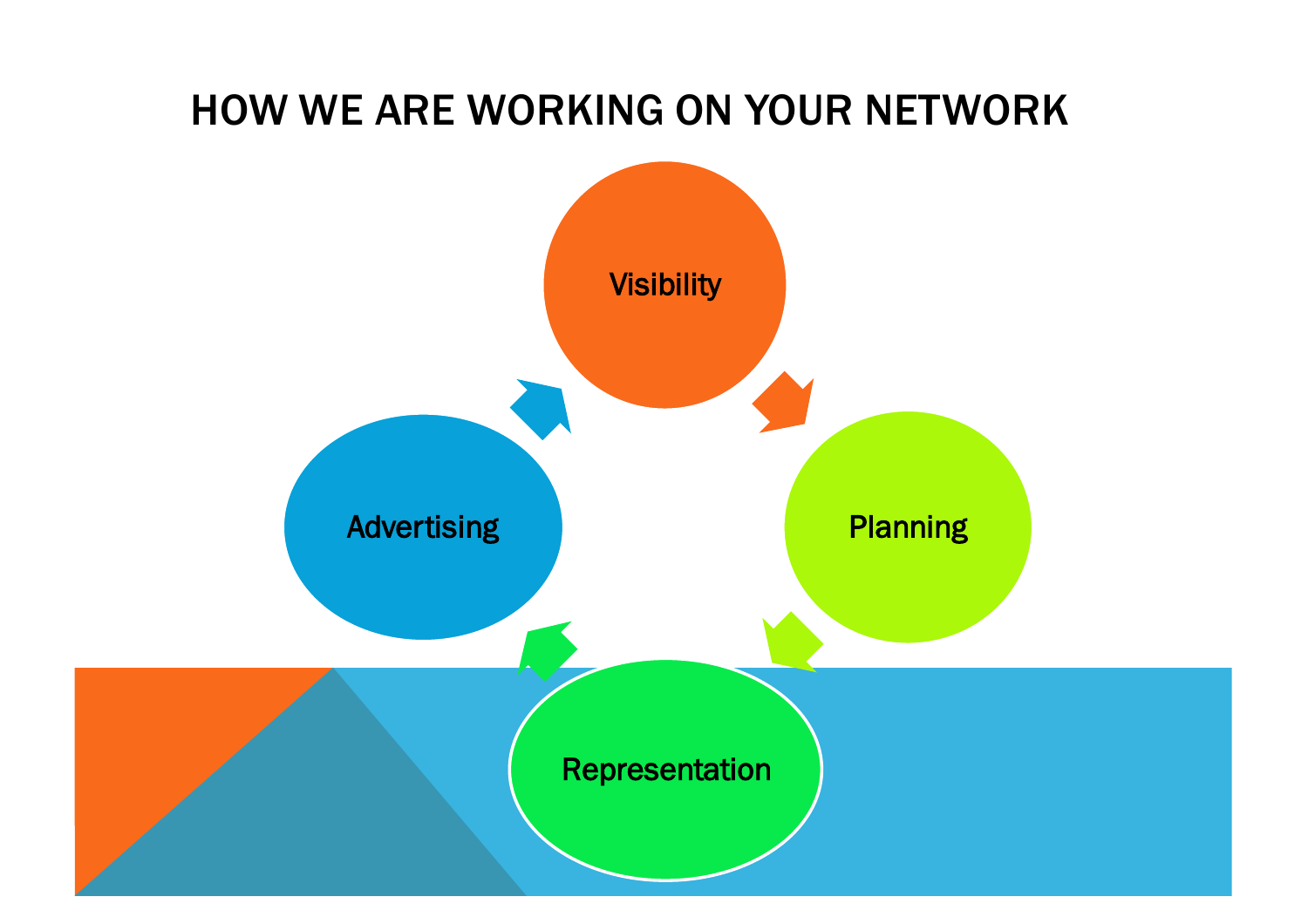# HOW WE ARE WORKING ON YOUR NETWORK

- Visibility
- Planning
- Representation
- Advertising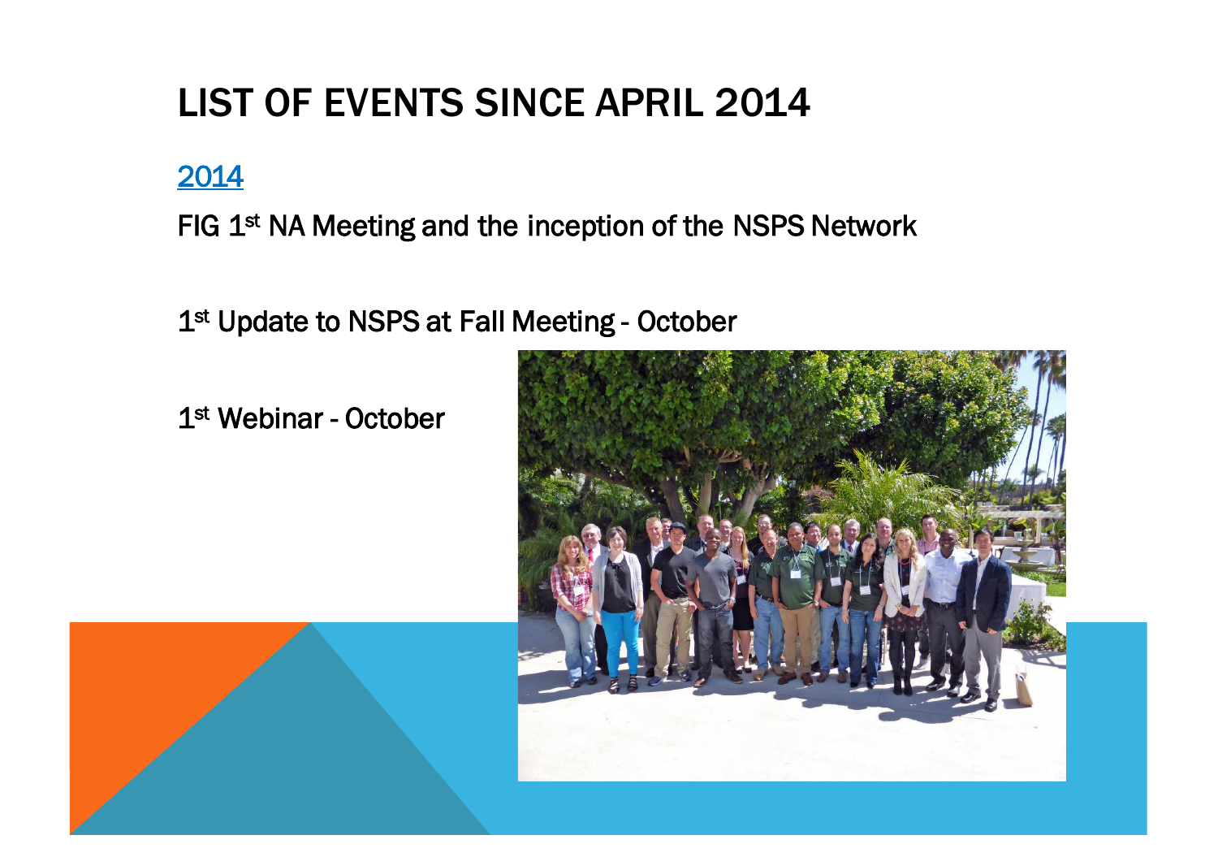# LIST OF EVENTS SINCE APRIL 2014

## 2014

FIG 1st NA Meeting and the inception of the NSPS Network

1st Update to NSPS at Fall Meeting - October

1st Webinar - October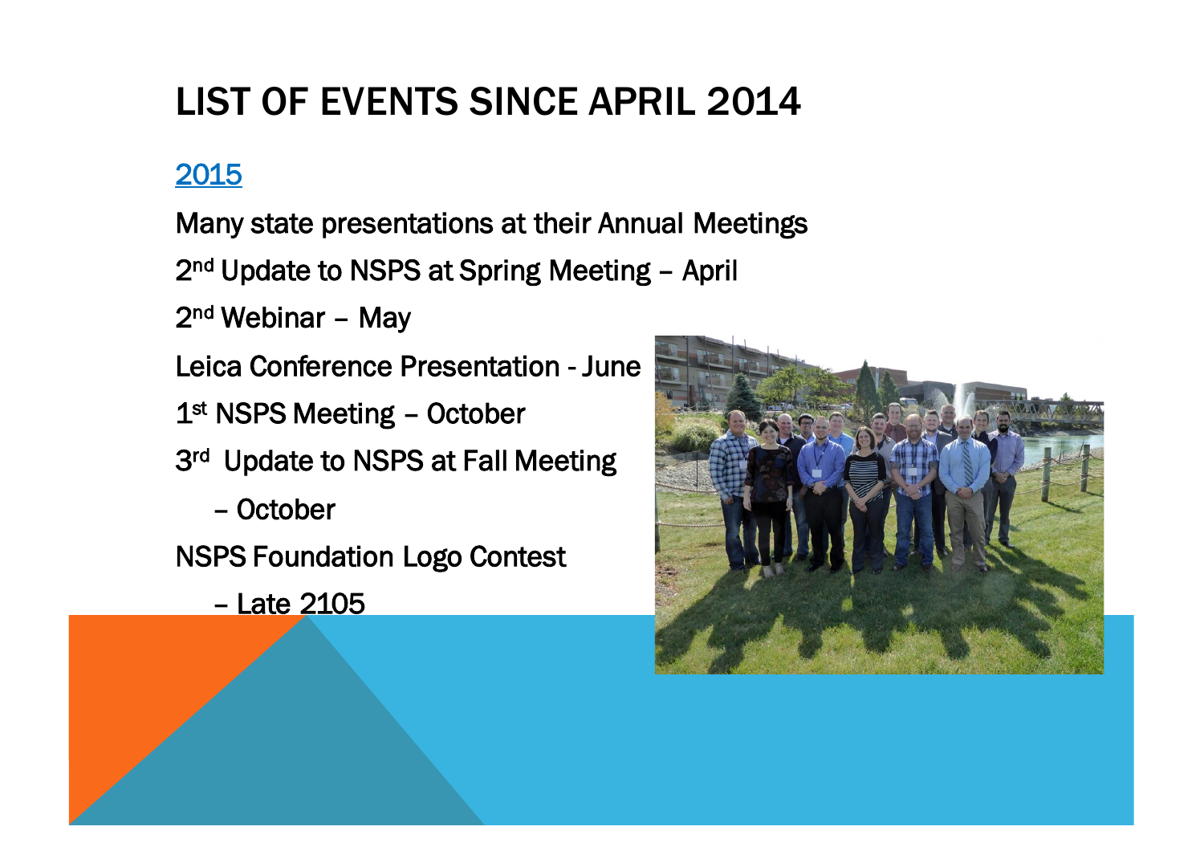# LIST OF EVENTS SINCE APRIL 2014

2015

Many state presentations at their Annual Meetings

2nd Update to NSPS at Spring Meeting – April

2nd Webinar – May

Leica Conference Presentation - June

1st NSPS Meeting – October

3rd Update to NSPS at Fall Meeting

– October

NSPS Foundation Logo Contest

– Late 2105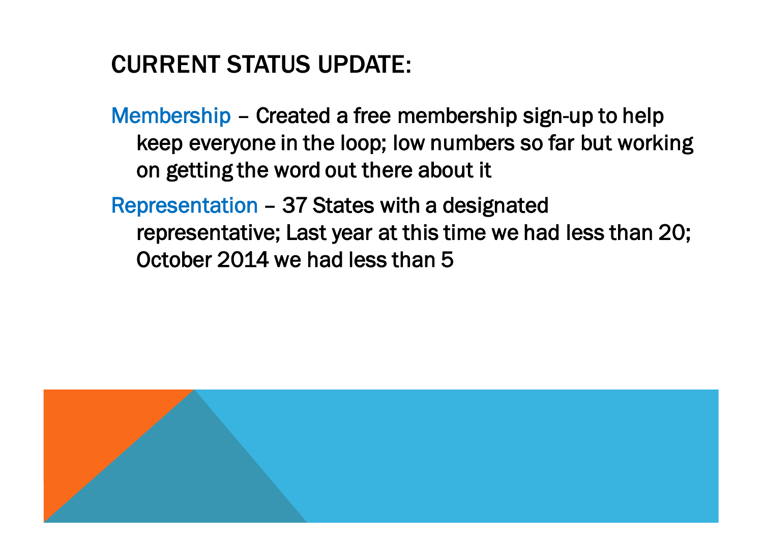# CURRENT STATUS UPDATE:

Membership – Created a free membership sign-up to help keep everyone in the loop; low numbers so far but working on getting the word out there about it

Representation – 37 States with a designated representative; Last year at this time we had less than 20; October 2014 we had less than 5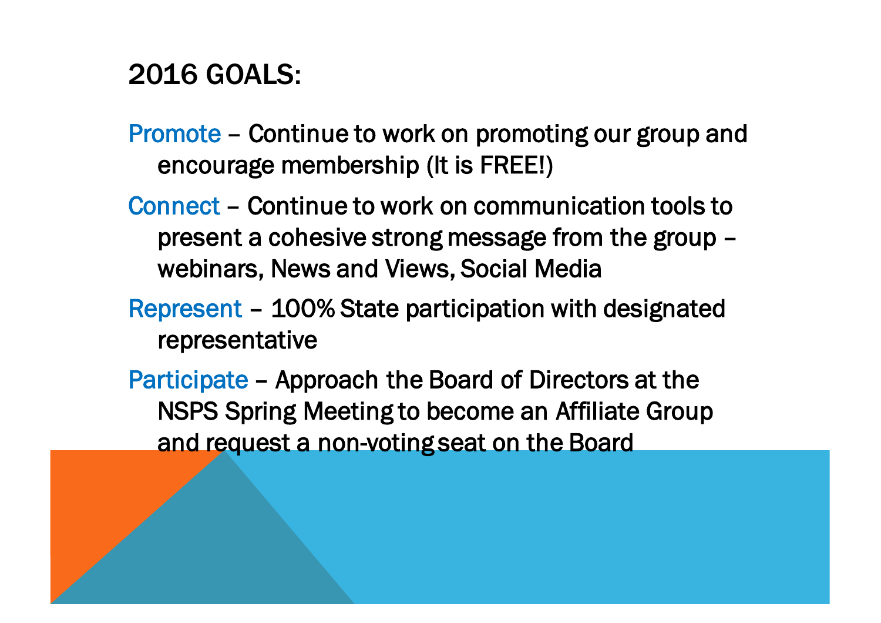# 2016 GOALS:

**Promote** – Continue to work on promoting our group and encourage membership (It is FREE!)

**Connect** – Continue to work on communication tools to present a cohesive strong message from the group – webinars, News and Views, Social Media

**Represent** – 100% State participation with designated representative

**Participate** – Approach the Board of Directors at the NSPS Spring Meeting to become an Affiliate Group and request a non-voting seat on the Board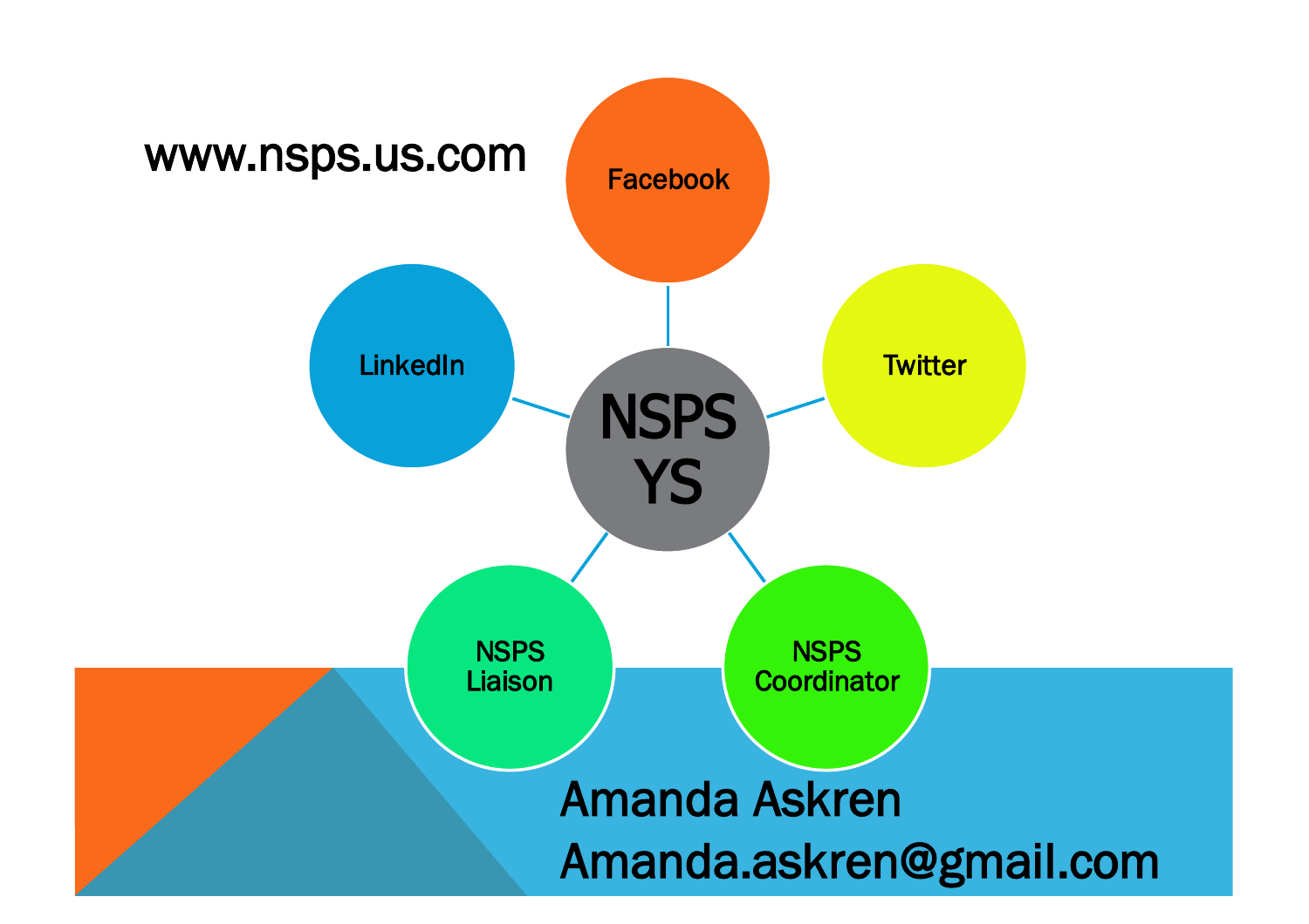www.nsps.us.com

NSPS YS

Facebook

Twitter

LinkedIn

NSPS Liaison

NSPS Coordinator

Amanda Askren

Amanda.askren@gmail.com